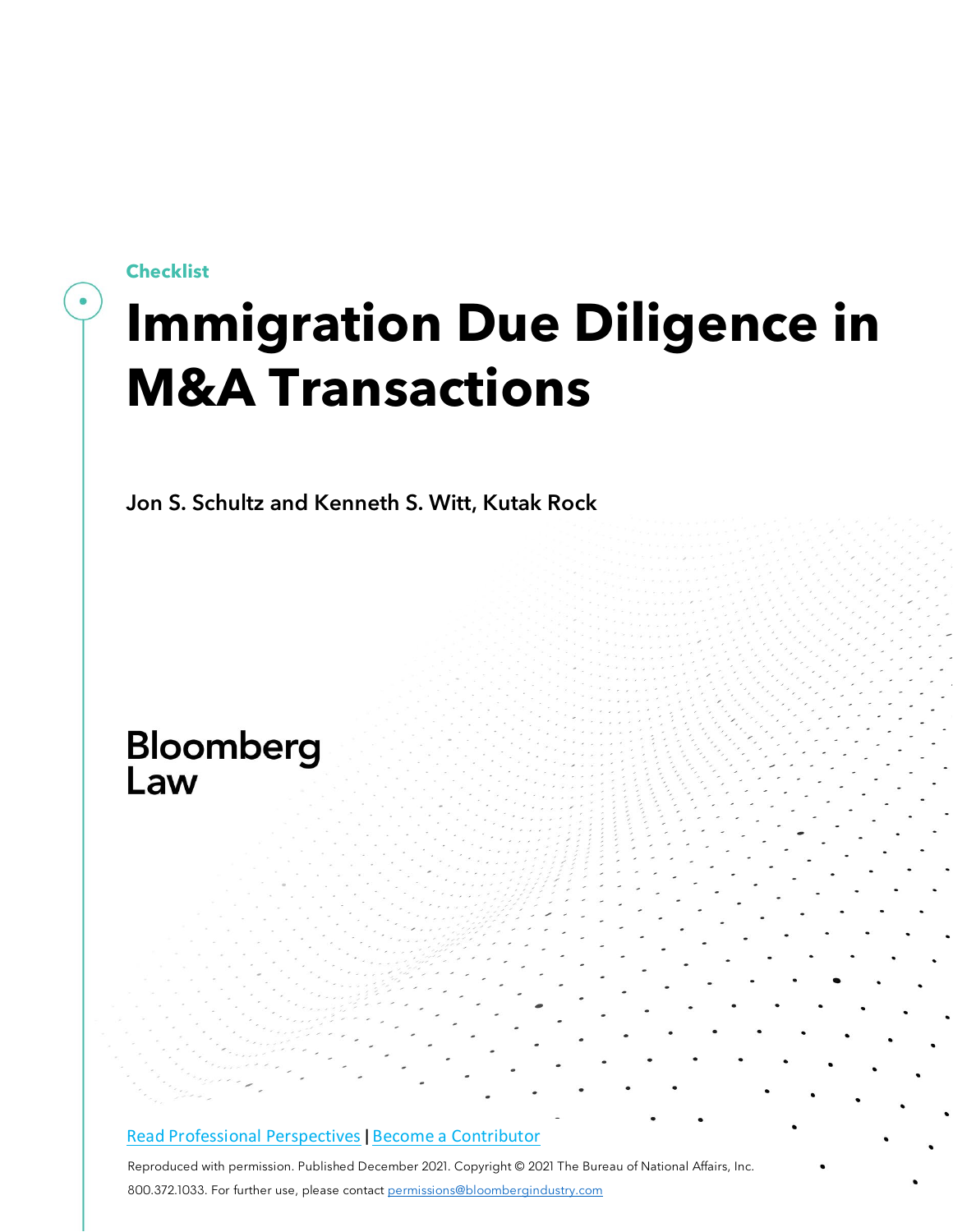Checklist

# Immigration Due Diligence in M&A Transactions

**Jon S. Schultz and Kenneth S. Witt, Kutak Rock**

Bloomberg Law

Read Professional Perspectives | Become a Contributor

Reproduced with permission. Published December 2021. Copyright © 2021 The Bureau of National Affairs, Inc. 800.372.1033. For further use, please contact permissions@bloombergindustry.com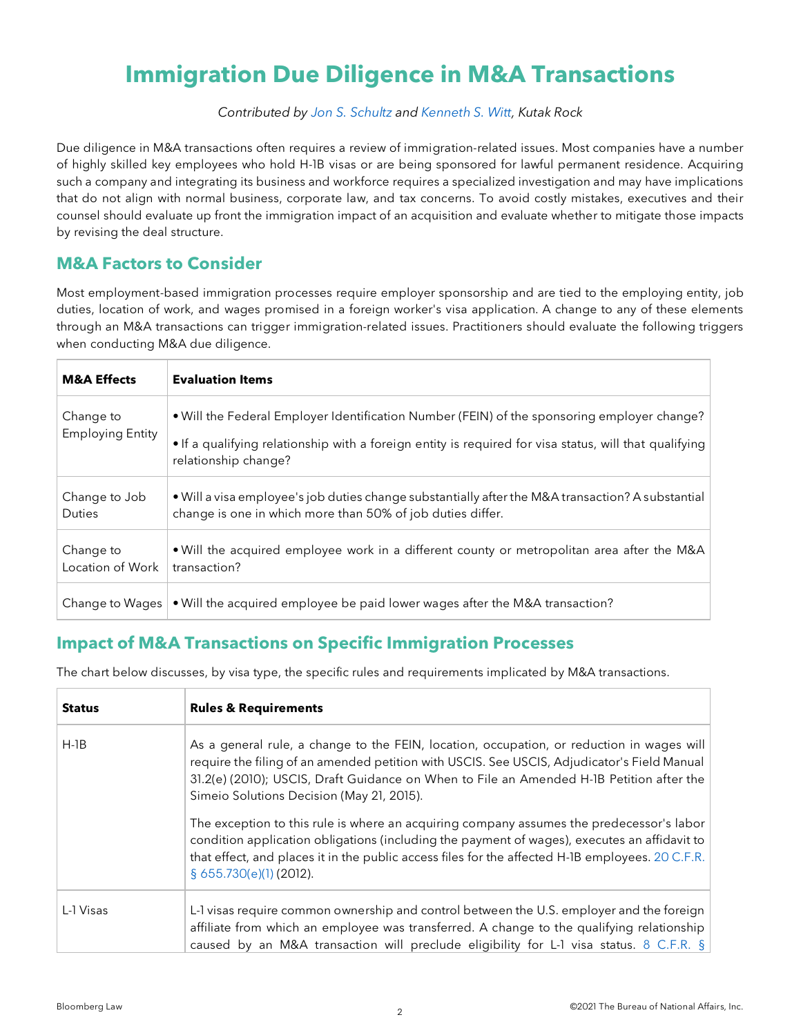# Immigration Due Diligence in M&A Transactions

*Contributed by Jon S. Schultz and Kenneth S. Witt, Kutak Rock*

Due diligence in M&A transactions often requires a review of immigration-related issues. Most companies have a number of highly skilled key employees who hold H-1B visas or are being sponsored for lawful permanent residence. Acquiring such a company and integrating its business and workforce requires a specialized investigation and may have implications that do not align with normal business, corporate law, and tax concerns. To avoid costly mistakes, executives and their counsel should evaluate up front the immigration impact of an acquisition and evaluate whether to mitigate those impacts by revising the deal structure.

## M&A Factors to Consider

Most employment-based immigration processes require employer sponsorship and are tied to the employing entity, job duties, location of work, and wages promised in a foreign worker's visa application. A change to any of these elements through an M&A transactions can trigger immigration-related issues. Practitioners should evaluate the following triggers when conducting M&A due diligence.

| M&A Effects | Evaluation Items |
|---|---|
| Change to Employing Entity | • Will the Federal Employer Identification Number (FEIN) of the sponsoring employer change?<br>• If a qualifying relationship with a foreign entity is required for visa status, will that qualifying relationship change? |
| Change to Job Duties | • Will a visa employee's job duties change substantially after the M&A transaction? A substantial change is one in which more than 50% of job duties differ. |
| Change to Location of Work | • Will the acquired employee work in a different county or metropolitan area after the M&A transaction? |
| Change to Wages | • Will the acquired employee be paid lower wages after the M&A transaction? |

## Impact of M&A Transactions on Specific Immigration Processes

The chart below discusses, by visa type, the specific rules and requirements implicated by M&A transactions.

| Status | Rules & Requirements |
|---|---|
| H-1B | As a general rule, a change to the FEIN, location, occupation, or reduction in wages will require the filing of an amended petition with USCIS. See USCIS, Adjudicator's Field Manual 31.2(e) (2010); USCIS, Draft Guidance on When to File an Amended H-1B Petition after the Simeio Solutions Decision (May 21, 2015).<br><br>The exception to this rule is where an acquiring company assumes the predecessor's labor condition application obligations (including the payment of wages), executes an affidavit to that effect, and places it in the public access files for the affected H-1B employees. 20 C.F.R. § 655.730(e)(1) (2012). |
| L-1 Visas | L-1 visas require common ownership and control between the U.S. employer and the foreign affiliate from which an employee was transferred. A change to the qualifying relationship caused by an M&A transaction will preclude eligibility for L-1 visa status. 8 C.F.R. § |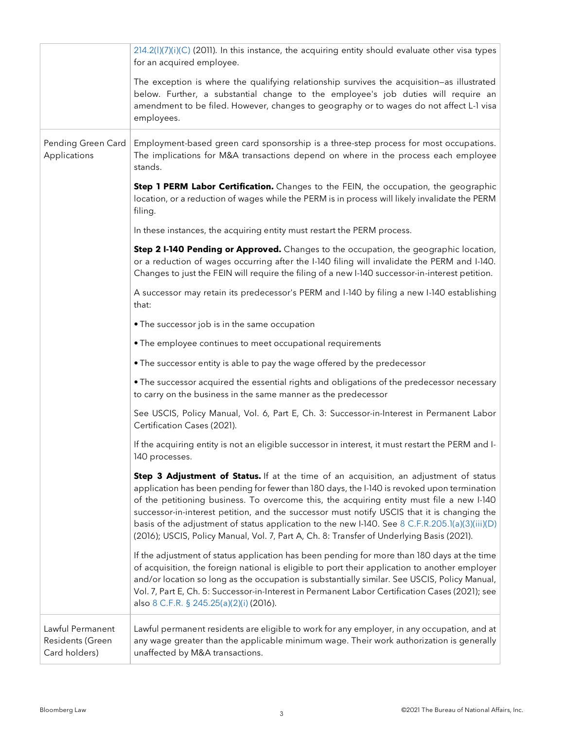| | |
|---|---|
| | 214.2(l)(7)(i)(C) (2011). In this instance, the acquiring entity should evaluate other visa types for an acquired employee.<br><br>The exception is where the qualifying relationship survives the acquisition—as illustrated below. Further, a substantial change to the employee's job duties will require an amendment to be filed. However, changes to geography or to wages do not affect L-1 visa employees. |
| Pending Green Card Applications | Employment-based green card sponsorship is a three-step process for most occupations. The implications for M&A transactions depend on where in the process each employee stands.<br><br>**Step 1 PERM Labor Certification.** Changes to the FEIN, the occupation, the geographic location, or a reduction of wages while the PERM is in process will likely invalidate the PERM filing.<br><br>In these instances, the acquiring entity must restart the PERM process.<br><br>**Step 2 I-140 Pending or Approved.** Changes to the occupation, the geographic location, or a reduction of wages occurring after the I-140 filing will invalidate the PERM and I-140. Changes to just the FEIN will require the filing of a new I-140 successor-in-interest petition.<br><br>A successor may retain its predecessor's PERM and I-140 by filing a new I-140 establishing that:<br><br>• The successor job is in the same occupation<br><br>• The employee continues to meet occupational requirements<br><br>• The successor entity is able to pay the wage offered by the predecessor<br><br>• The successor acquired the essential rights and obligations of the predecessor necessary to carry on the business in the same manner as the predecessor<br><br>See USCIS, Policy Manual, Vol. 6, Part E, Ch. 3: Successor-in-Interest in Permanent Labor Certification Cases (2021).<br><br>If the acquiring entity is not an eligible successor in interest, it must restart the PERM and I-140 processes.<br><br>**Step 3 Adjustment of Status.** If at the time of an acquisition, an adjustment of status application has been pending for fewer than 180 days, the I-140 is revoked upon termination of the petitioning business. To overcome this, the acquiring entity must file a new I-140 successor-in-interest petition, and the successor must notify USCIS that it is changing the basis of the adjustment of status application to the new I-140. See 8 C.F.R.205.1(a)(3)(iii)(D) (2016); USCIS, Policy Manual, Vol. 7, Part A, Ch. 8: Transfer of Underlying Basis (2021).<br><br>If the adjustment of status application has been pending for more than 180 days at the time of acquisition, the foreign national is eligible to port their application to another employer and/or location so long as the occupation is substantially similar. See USCIS, Policy Manual, Vol. 7, Part E, Ch. 5: Successor-in-Interest in Permanent Labor Certification Cases (2021); see also 8 C.F.R. § 245.25(a)(2)(i) (2016). |
| Lawful Permanent Residents (Green Card holders) | Lawful permanent residents are eligible to work for any employer, in any occupation, and at any wage greater than the applicable minimum wage. Their work authorization is generally unaffected by M&A transactions. |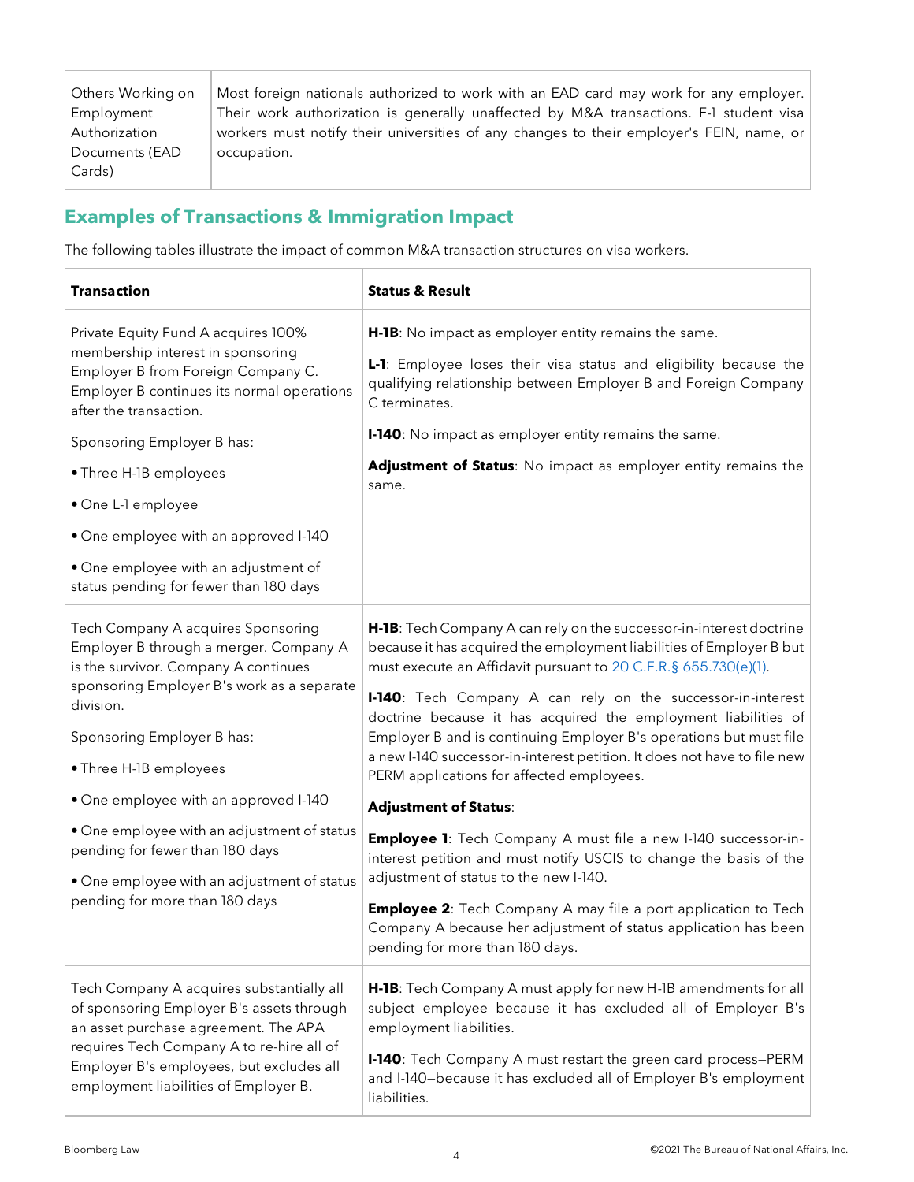| | |
|---|---|
| Others Working on Employment Authorization Documents (EAD Cards) | Most foreign nationals authorized to work with an EAD card may work for any employer. Their work authorization is generally unaffected by M&A transactions. F-1 student visa workers must notify their universities of any changes to their employer's FEIN, name, or occupation. |

## Examples of Transactions & Immigration Impact

The following tables illustrate the impact of common M&A transaction structures on visa workers.

| **Transaction** | **Status & Result** |
|---|---|
| Private Equity Fund A acquires 100% membership interest in sponsoring Employer B from Foreign Company C. Employer B continues its normal operations after the transaction.<br><br>Sponsoring Employer B has:<br><br>• Three H-1B employees<br><br>• One L-1 employee<br><br>• One employee with an approved I-140<br><br>• One employee with an adjustment of status pending for fewer than 180 days | **H-1B**: No impact as employer entity remains the same.<br><br>**L-1**: Employee loses their visa status and eligibility because the qualifying relationship between Employer B and Foreign Company C terminates.<br><br>**I-140**: No impact as employer entity remains the same.<br><br>**Adjustment of Status**: No impact as employer entity remains the same. |
| Tech Company A acquires Sponsoring Employer B through a merger. Company A is the survivor. Company A continues sponsoring Employer B's work as a separate division.<br><br>Sponsoring Employer B has:<br><br>• Three H-1B employees<br><br>• One employee with an approved I-140<br><br>• One employee with an adjustment of status pending for fewer than 180 days<br><br>• One employee with an adjustment of status pending for more than 180 days | **H-1B**: Tech Company A can rely on the successor-in-interest doctrine because it has acquired the employment liabilities of Employer B but must execute an Affidavit pursuant to 20 C.F.R.§ 655.730(e)(1).<br><br>**I-140**: Tech Company A can rely on the successor-in-interest doctrine because it has acquired the employment liabilities of Employer B and is continuing Employer B's operations but must file a new I-140 successor-in-interest petition. It does not have to file new PERM applications for affected employees.<br><br>**Adjustment of Status**:<br><br>**Employee 1**: Tech Company A must file a new I-140 successor-in-interest petition and must notify USCIS to change the basis of the adjustment of status to the new I-140.<br><br>**Employee 2**: Tech Company A may file a port application to Tech Company A because her adjustment of status application has been pending for more than 180 days. |
| Tech Company A acquires substantially all of sponsoring Employer B's assets through an asset purchase agreement. The APA requires Tech Company A to re-hire all of Employer B's employees, but excludes all employment liabilities of Employer B. | **H-1B**: Tech Company A must apply for new H-1B amendments for all subject employee because it has excluded all of Employer B's employment liabilities.<br><br>**I-140**: Tech Company A must restart the green card process—PERM and I-140—because it has excluded all of Employer B's employment liabilities. |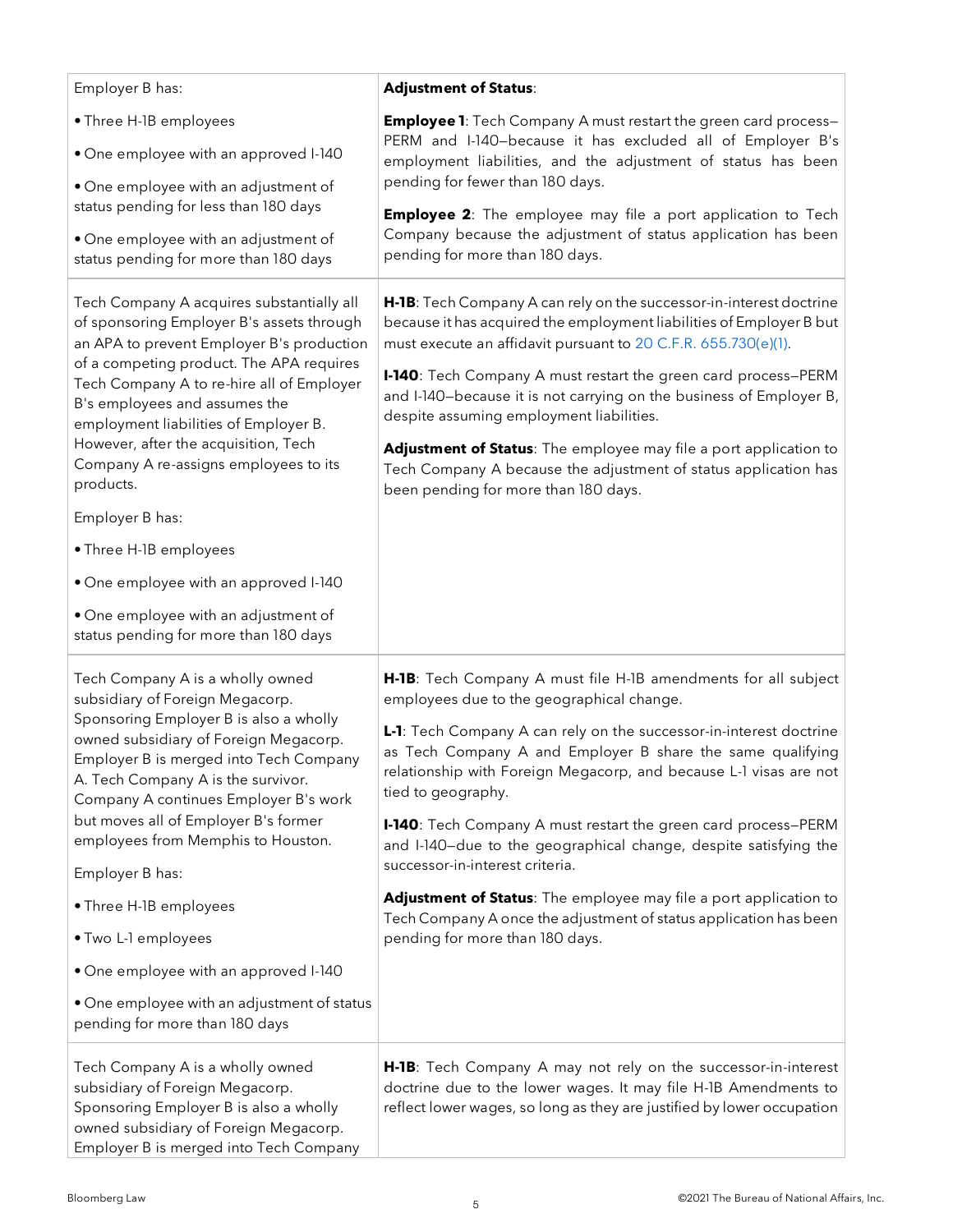| | |
|---|---|
| Employer B has:<br><br>• Three H-1B employees<br><br>• One employee with an approved I-140<br><br>• One employee with an adjustment of status pending for less than 180 days<br><br>• One employee with an adjustment of status pending for more than 180 days | **Adjustment of Status**:<br><br>**Employee 1**: Tech Company A must restart the green card process—PERM and I-140—because it has excluded all of Employer B's employment liabilities, and the adjustment of status has been pending for fewer than 180 days.<br><br>**Employee 2**: The employee may file a port application to Tech Company because the adjustment of status application has been pending for more than 180 days. |
| Tech Company A acquires substantially all of sponsoring Employer B's assets through an APA to prevent Employer B's production of a competing product. The APA requires Tech Company A to re-hire all of Employer B's employees and assumes the employment liabilities of Employer B. However, after the acquisition, Tech Company A re-assigns employees to its products.<br><br>Employer B has:<br><br>• Three H-1B employees<br><br>• One employee with an approved I-140<br><br>• One employee with an adjustment of status pending for more than 180 days | **H-1B**: Tech Company A can rely on the successor-in-interest doctrine because it has acquired the employment liabilities of Employer B but must execute an affidavit pursuant to 20 C.F.R. 655.730(e)(1).<br><br>**I-140**: Tech Company A must restart the green card process—PERM and I-140—because it is not carrying on the business of Employer B, despite assuming employment liabilities.<br><br>**Adjustment of Status**: The employee may file a port application to Tech Company A because the adjustment of status application has been pending for more than 180 days. |
| Tech Company A is a wholly owned subsidiary of Foreign Megacorp. Sponsoring Employer B is also a wholly owned subsidiary of Foreign Megacorp. Employer B is merged into Tech Company A. Tech Company A is the survivor. Company A continues Employer B's work but moves all of Employer B's former employees from Memphis to Houston.<br><br>Employer B has:<br><br>• Three H-1B employees<br><br>• Two L-1 employees<br><br>• One employee with an approved I-140<br><br>• One employee with an adjustment of status pending for more than 180 days | **H-1B**: Tech Company A must file H-1B amendments for all subject employees due to the geographical change.<br><br>**L-1**: Tech Company A can rely on the successor-in-interest doctrine as Tech Company A and Employer B share the same qualifying relationship with Foreign Megacorp, and because L-1 visas are not tied to geography.<br><br>**I-140**: Tech Company A must restart the green card process—PERM and I-140—due to the geographical change, despite satisfying the successor-in-interest criteria.<br><br>**Adjustment of Status**: The employee may file a port application to Tech Company A once the adjustment of status application has been pending for more than 180 days. |
| Tech Company A is a wholly owned subsidiary of Foreign Megacorp. Sponsoring Employer B is also a wholly owned subsidiary of Foreign Megacorp. Employer B is merged into Tech Company | **H-1B**: Tech Company A may not rely on the successor-in-interest doctrine due to the lower wages. It may file H-1B Amendments to reflect lower wages, so long as they are justified by lower occupation |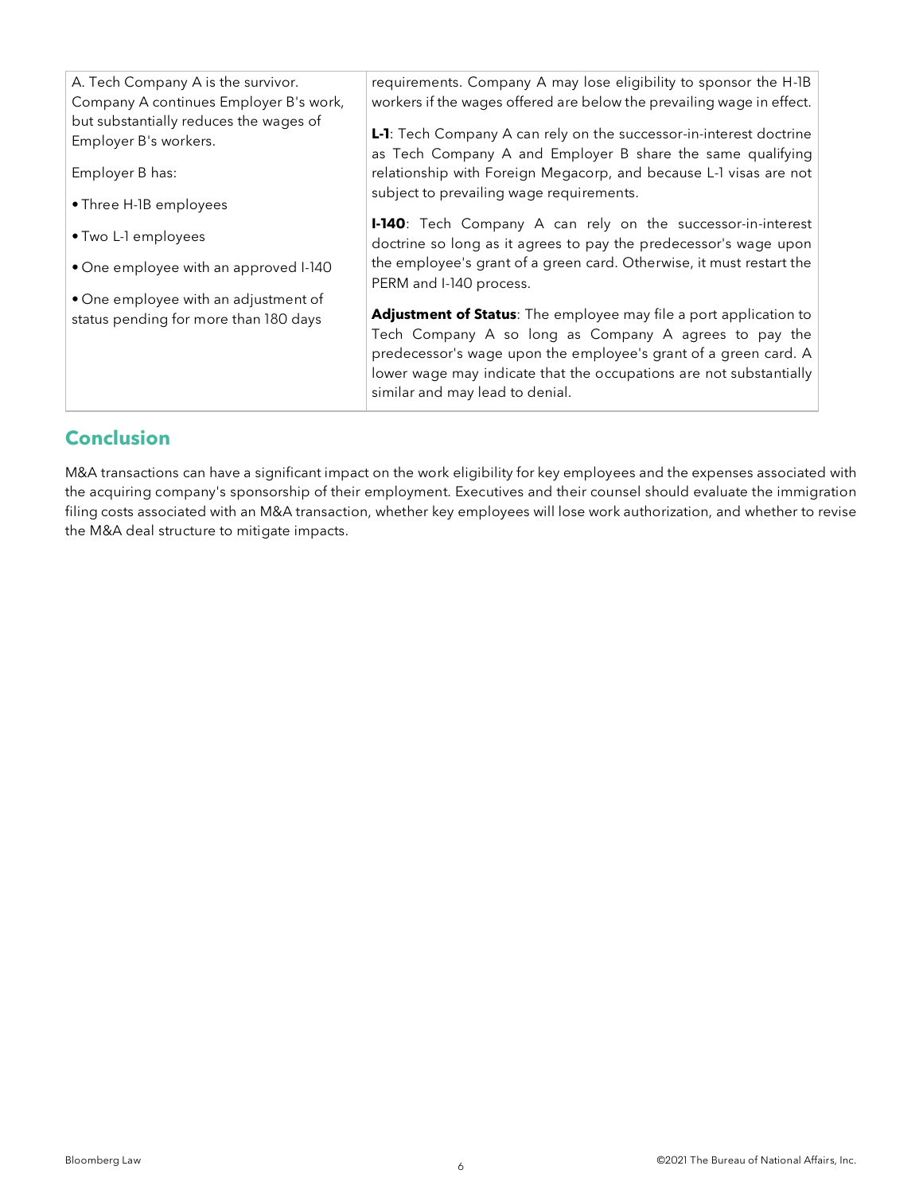| | |
|---|---|
| A. Tech Company A is the survivor. Company A continues Employer B's work, but substantially reduces the wages of Employer B's workers.<br><br>Employer B has:<br><br>• Three H-1B employees<br><br>• Two L-1 employees<br><br>• One employee with an approved I-140<br><br>• One employee with an adjustment of status pending for more than 180 days | requirements. Company A may lose eligibility to sponsor the H-1B workers if the wages offered are below the prevailing wage in effect.<br><br>**L-1**: Tech Company A can rely on the successor-in-interest doctrine as Tech Company A and Employer B share the same qualifying relationship with Foreign Megacorp, and because L-1 visas are not subject to prevailing wage requirements.<br><br>**I-140**: Tech Company A can rely on the successor-in-interest doctrine so long as it agrees to pay the predecessor's wage upon the employee's grant of a green card. Otherwise, it must restart the PERM and I-140 process.<br><br>**Adjustment of Status**: The employee may file a port application to Tech Company A so long as Company A agrees to pay the predecessor's wage upon the employee's grant of a green card. A lower wage may indicate that the occupations are not substantially similar and may lead to denial. |

## Conclusion

M&A transactions can have a significant impact on the work eligibility for key employees and the expenses associated with the acquiring company's sponsorship of their employment. Executives and their counsel should evaluate the immigration filing costs associated with an M&A transaction, whether key employees will lose work authorization, and whether to revise the M&A deal structure to mitigate impacts.